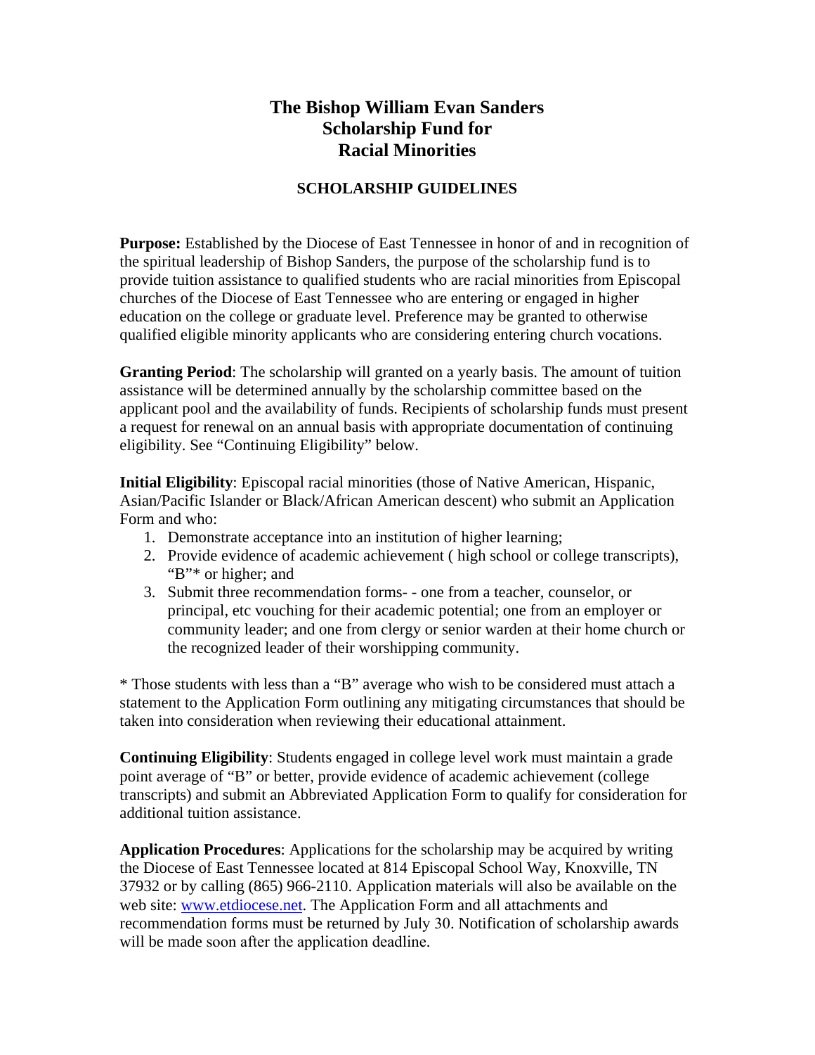# The Bishop William Evan Sanders Scholarship Fund for Racial Minorities

## SCHOLARSHIP GUIDELINES

**Purpose:** Established by the Diocese of East Tennessee in honor of and in recognition of the spiritual leadership of Bishop Sanders, the purpose of the scholarship fund is to provide tuition assistance to qualified students who are racial minorities from Episcopal churches of the Diocese of East Tennessee who are entering or engaged in higher education on the college or graduate level. Preference may be granted to otherwise qualified eligible minority applicants who are considering entering church vocations.

**Granting Period**: The scholarship will granted on a yearly basis. The amount of tuition assistance will be determined annually by the scholarship committee based on the applicant pool and the availability of funds. Recipients of scholarship funds must present a request for renewal on an annual basis with appropriate documentation of continuing eligibility. See "Continuing Eligibility" below.

**Initial Eligibility**: Episcopal racial minorities (those of Native American, Hispanic, Asian/Pacific Islander or Black/African American descent) who submit an Application Form and who:

1. Demonstrate acceptance into an institution of higher learning;
2. Provide evidence of academic achievement ( high school or college transcripts), "B"* or higher; and
3. Submit three recommendation forms- - one from a teacher, counselor, or principal, etc vouching for their academic potential; one from an employer or community leader; and one from clergy or senior warden at their home church or the recognized leader of their worshipping community.

* Those students with less than a "B" average who wish to be considered must attach a statement to the Application Form outlining any mitigating circumstances that should be taken into consideration when reviewing their educational attainment.

**Continuing Eligibility**: Students engaged in college level work must maintain a grade point average of "B" or better, provide evidence of academic achievement (college transcripts) and submit an Abbreviated Application Form to qualify for consideration for additional tuition assistance.

**Application Procedures**: Applications for the scholarship may be acquired by writing the Diocese of East Tennessee located at 814 Episcopal School Way, Knoxville, TN 37932 or by calling (865) 966-2110. Application materials will also be available on the web site: [www.etdiocese.net](http://www.etdiocese.net). The Application Form and all attachments and recommendation forms must be returned by July 30. Notification of scholarship awards will be made soon after the application deadline.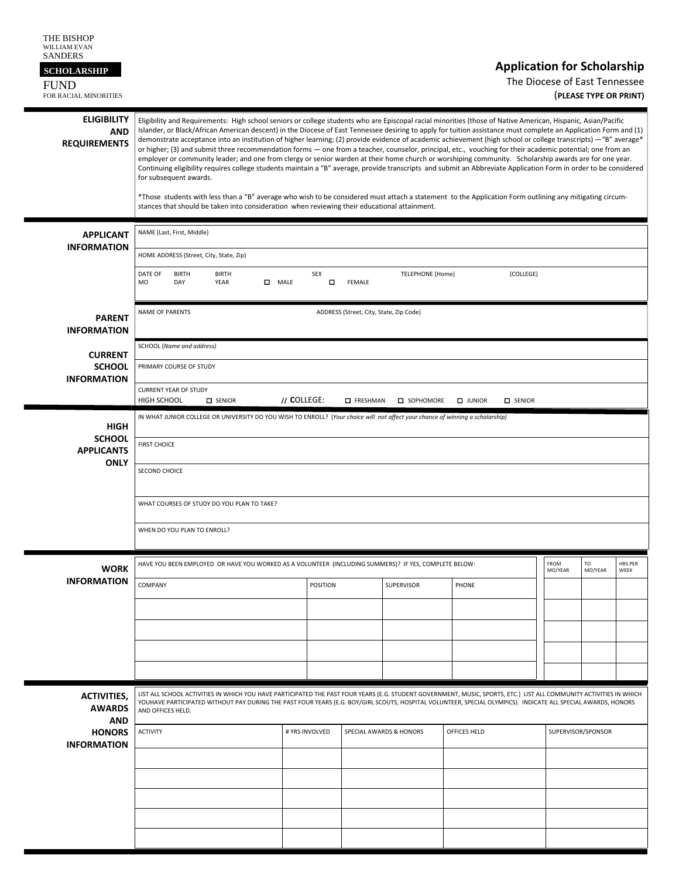THE BISHOP
WILLIAM EVAN
SANDERS
**SCHOLARSHIP**
FUND
FOR RACIAL MINORITIES

# Application for Scholarship

The Diocese of East Tennessee

(**PLEASE TYPE OR PRINT)**

## ELIGIBILITY AND REQUIREMENTS

Eligibility and Requirements: High school seniors or college students who are Episcopal racial minorities (those of Native American, Hispanic, Asian/Pacific Islander, or Black/African American descent) in the Diocese of East Tennessee desiring to apply for tuition assistance must complete an Application Form and (1) demonstrate acceptance into an institution of higher learning; (2) provide evidence of academic achievement (high school or college transcripts) —"B" average* or higher; (3) and submit three recommendation forms — one from a teacher, counselor, principal, etc., vouching for their academic potential; one from an employer or community leader; and one from clergy or senior warden at their home church or worshiping community. Scholarship awards are for one year. Continuing eligibility requires college students maintain a "B" average, provide transcripts and submit an Abbreviate Application Form in order to be considered for subsequent awards.

*Those students with less than a "B" average who wish to be considered must attach a statement to the Application Form outlining any mitigating circumstances that should be taken into consideration when reviewing their educational attainment.

## APPLICANT INFORMATION

NAME (Last, First, Middle)

HOME ADDRESS (Street, City, State, Zip)

DATE OF BIRTH MO | BIRTH DAY | BIRTH YEAR | SEX ☐ MALE ☐ FEMALE | TELEPHONE (Home) | (COLLEGE)

## PARENT INFORMATION

NAME OF PARENTS | ADDRESS (Street, City, State, Zip Code)

## CURRENT SCHOOL INFORMATION

SCHOOL (*Name and address)*

PRIMARY COURSE OF STUDY

CURRENT YEAR OF STUDY
HIGH SCHOOL ☐ SENIOR // COLLEGE: ☐ FRESHMAN ☐ SOPHOMORE ☐ JUNIOR ☐ SENIOR

## HIGH SCHOOL APPLICANTS ONLY

IN WHAT JUNIOR COLLEGE OR UNIVERSITY DO YOU WISH TO ENROLL? (*Your choice will not affect your chance of winning a scholarship)*

FIRST CHOICE

SECOND CHOICE

WHAT COURSES OF STUDY DO YOU PLAN TO TAKE?

WHEN DO YOU PLAN TO ENROLL?

## WORK INFORMATION

HAVE YOU BEEN EMPLOYED OR HAVE YOU WORKED AS A VOLUNTEER (INCLUDING SUMMERS)? IF YES, COMPLETE BELOW:

| COMPANY | POSITION | SUPERVISOR | PHONE | FROM MO/YEAR | TO MO/YEAR | HRS PER WEEK |
|---|---|---|---|---|---|---|
| | | | | | | |
| | | | | | | |
| | | | | | | |
| | | | | | | |

## ACTIVITIES, AWARDS AND HONORS INFORMATION

LIST ALL SCHOOL ACTIVITIES IN WHICH YOU HAVE PARTICIPATED THE PAST FOUR YEARS (E.G. STUDENT GOVERNMENT, MUSIC, SPORTS, ETC.) LIST ALL COMMUNITY ACTIVITIES IN WHICH YOUHAVE PARTICIPATED WITHOUT PAY DURING THE PAST FOUR YEARS (E.G. BOY/GIRL SCOUTS, HOSPITAL VOLUNTEER, SPECIAL OLYMPICS). INDICATE ALL SPECIAL AWARDS, HONORS AND OFFICES HELD.

| ACTIVITY | # YRS INVOLVED | SPECIAL AWARDS & HONORS | OFFICES HELD | SUPERVISOR/SPONSOR |
|---|---|---|---|---|
| | | | | |
| | | | | |
| | | | | |
| | | | | |
| | | | | |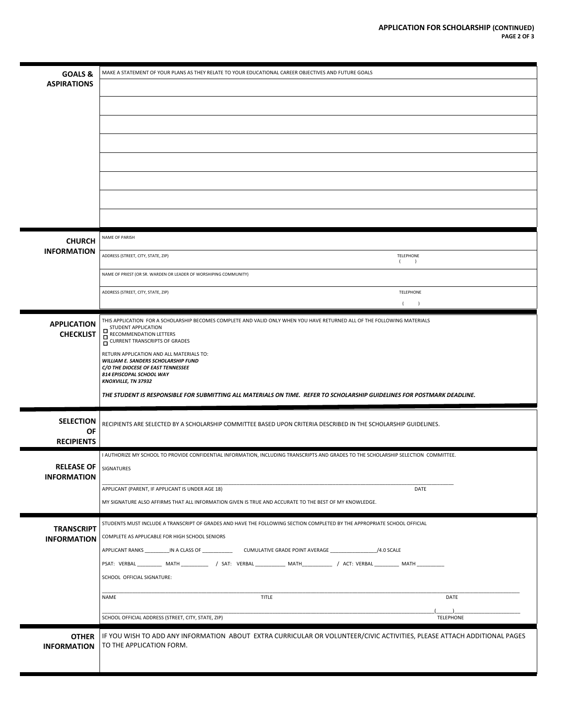**APPLICATION FOR SCHOLARSHIP (CONTINUED)**

## GOALS & ASPIRATIONS

MAKE A STATEMENT OF YOUR PLANS AS THEY RELATE TO YOUR EDUCATIONAL CAREER OBJECTIVES AND FUTURE GOALS

## CHURCH INFORMATION

NAME OF PARISH

ADDRESS (STREET, CITY, STATE, ZIP) — TELEPHONE ( )

NAME OF PRIEST (OR SR. WARDEN OR LEADER OF WORSHIPING COMMUNITY)

ADDRESS (STREET, CITY, STATE, ZIP) — TELEPHONE ( )

## APPLICATION CHECKLIST

THIS APPLICATION FOR A SCHOLARSHIP BECOMES COMPLETE AND VALID ONLY WHEN YOU HAVE RETURNED ALL OF THE FOLLOWING MATERIALS

- ☐ STUDENT APPLICATION
- ☐ RECOMMENDATION LETTERS
- ☐ CURRENT TRANSCRIPTS OF GRADES

RETURN APPLICATION AND ALL MATERIALS TO:
***WILLIAM E. SANDERS SCHOLARSHIP FUND***
***C/O THE DIOCESE OF EAST TENNESSEE***
***814 EPISCOPAL SCHOOL WAY***
***KNOXVILLE, TN 37932***

***THE STUDENT IS RESPONSIBLE FOR SUBMITTING ALL MATERIALS ON TIME. REFER TO SCHOLARSHIP GUIDELINES FOR POSTMARK DEADLINE.***

## SELECTION OF RECIPIENTS

RECIPIENTS ARE SELECTED BY A SCHOLARSHIP COMMITTEE BASED UPON CRITERIA DESCRIBED IN THE SCHOLARSHIP GUIDELINES.

## RELEASE OF INFORMATION

I AUTHORIZE MY SCHOOL TO PROVIDE CONFIDENTIAL INFORMATION, INCLUDING TRANSCRIPTS AND GRADES TO THE SCHOLARSHIP SELECTION COMMITTEE.

SIGNATURES

____________________________________________________________

APPLICANT (PARENT, IF APPLICANT IS UNDER AGE 18) — DATE

MY SIGNATURE ALSO AFFIRMS THAT ALL INFORMATION GIVEN IS TRUE AND ACCURATE TO THE BEST OF MY KNOWLEDGE.

## TRANSCRIPT INFORMATION

STUDENTS MUST INCLUDE A TRANSCRIPT OF GRADES AND HAVE THE FOLLOWING SECTION COMPLETED BY THE APPROPRIATE SCHOOL OFFICIAL

COMPLETE AS APPLICABLE FOR HIGH SCHOOL SENIORS

APPLICANT RANKS _________IN A CLASS OF ___________ CUMULATIVE GRADE POINT AVERAGE _________________/4.0 SCALE

PSAT: VERBAL _________ MATH __________ / SAT: VERBAL ___________ MATH___________ / ACT: VERBAL _________ MATH __________

SCHOOL OFFICIAL SIGNATURE:

____________________________________________________________

NAME — TITLE — DATE

____________________________________________________________(______)______________________

SCHOOL OFFICIAL ADDRESS (STREET, CITY, STATE, ZIP) — TELEPHONE

## OTHER INFORMATION

IF YOU WISH TO ADD ANY INFORMATION ABOUT EXTRA CURRICULAR OR VOLUNTEER/CIVIC ACTIVITIES, PLEASE ATTACH ADDITIONAL PAGES TO THE APPLICATION FORM.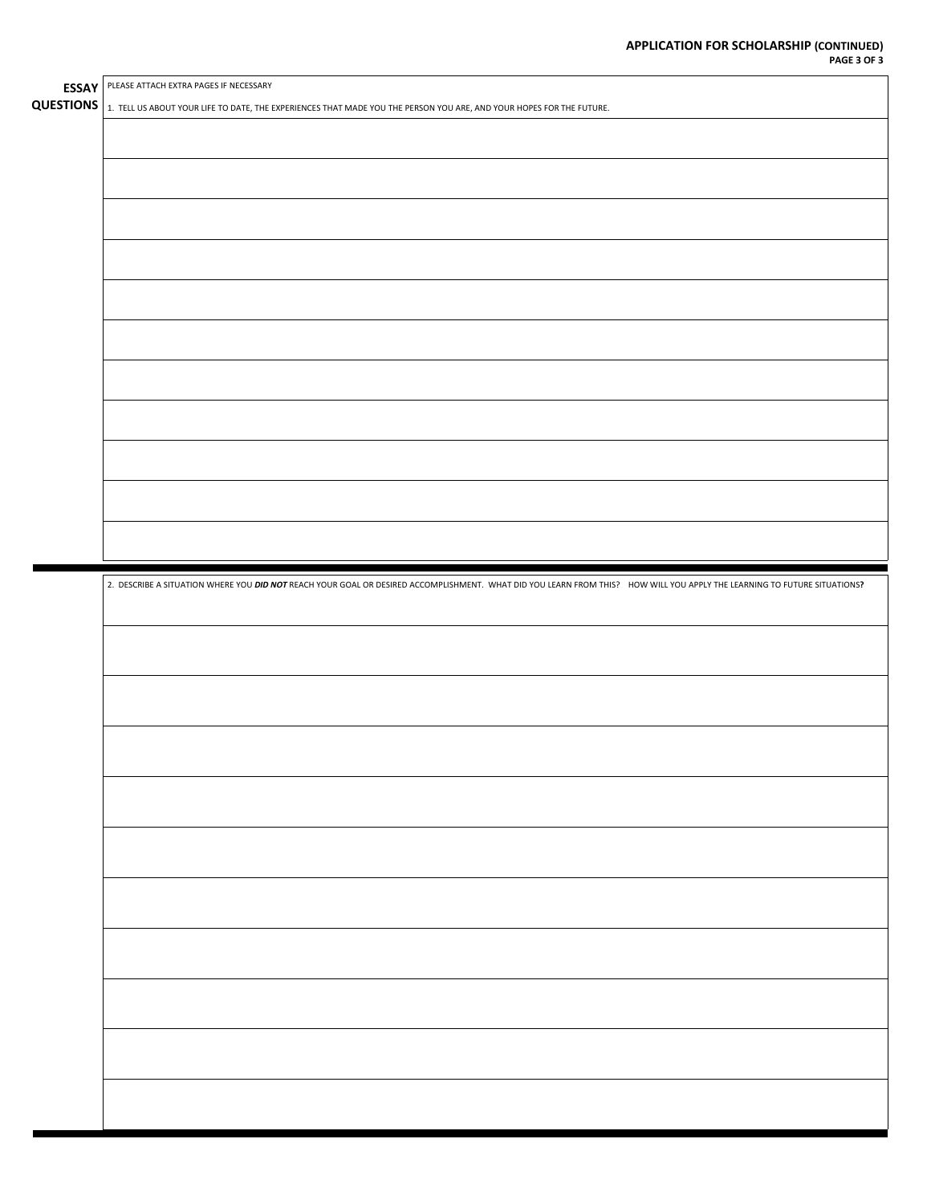**APPLICATION FOR SCHOLARSHIP (CONTINUED)**

## ESSAY QUESTIONS

PLEASE ATTACH EXTRA PAGES IF NECESSARY

1. TELL US ABOUT YOUR LIFE TO DATE, THE EXPERIENCES THAT MADE YOU THE PERSON YOU ARE, AND YOUR HOPES FOR THE FUTURE.

2. DESCRIBE A SITUATION WHERE YOU ***DID NOT*** REACH YOUR GOAL OR DESIRED ACCOMPLISHMENT. WHAT DID YOU LEARN FROM THIS? HOW WILL YOU APPLY THE LEARNING TO FUTURE SITUATIONS**?**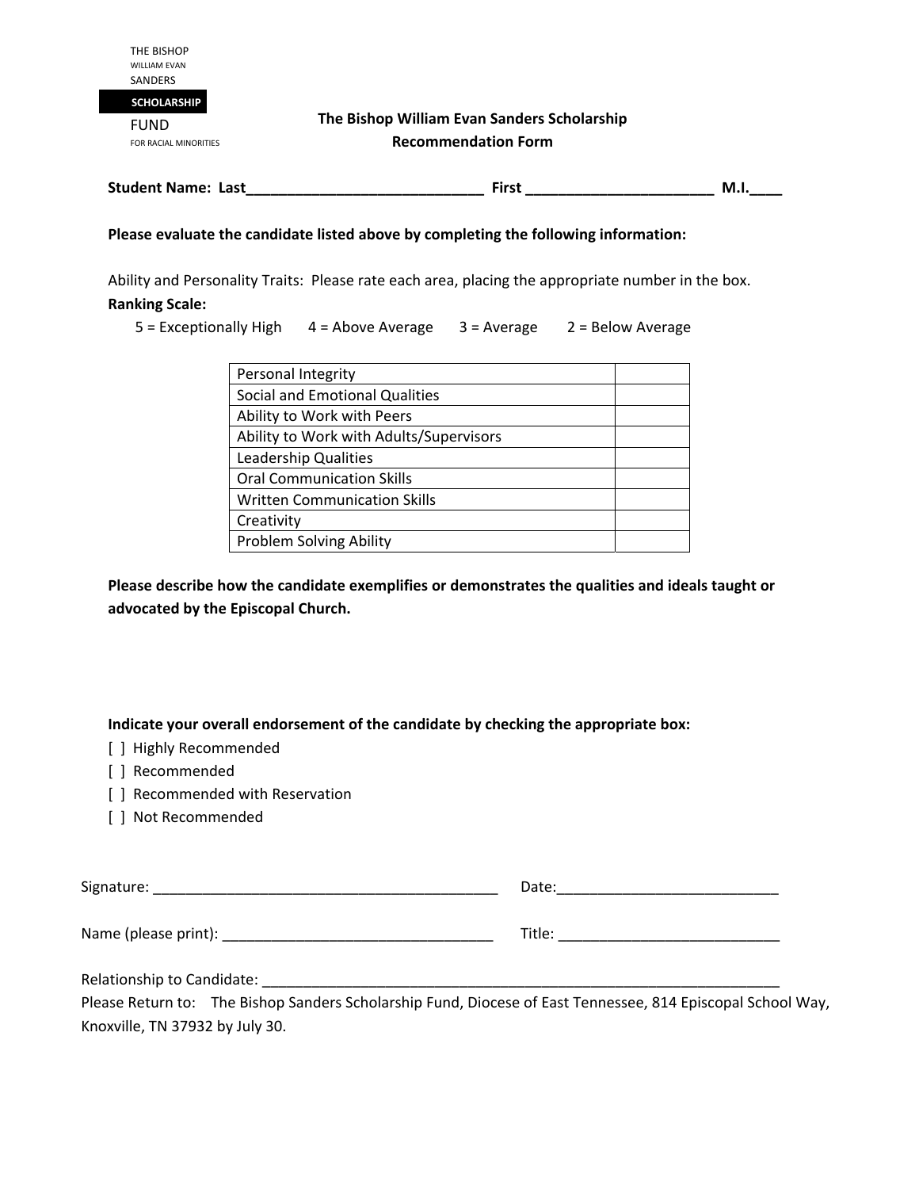THE BISHOP
WILLIAM EVAN
SANDERS
**SCHOLARSHIP**
FUND
FOR RACIAL MINORITIES

**The Bishop William Evan Sanders Scholarship**
**Recommendation Form**

**Student Name: Last______________________________ First _______________________ M.I.____**

**Please evaluate the candidate listed above by completing the following information:**

Ability and Personality Traits: Please rate each area, placing the appropriate number in the box.
**Ranking Scale:**
5 = Exceptionally High 4 = Above Average 3 = Average 2 = Below Average

| | |
|---|---|
| Personal Integrity | |
| Social and Emotional Qualities | |
| Ability to Work with Peers | |
| Ability to Work with Adults/Supervisors | |
| Leadership Qualities | |
| Oral Communication Skills | |
| Written Communication Skills | |
| Creativity | |
| Problem Solving Ability | |

**Please describe how the candidate exemplifies or demonstrates the qualities and ideals taught or advocated by the Episcopal Church.**

**Indicate your overall endorsement of the candidate by checking the appropriate box:**

[ ] Highly Recommended
[ ] Recommended
[ ] Recommended with Reservation
[ ] Not Recommended

Signature: ___________________________________________ Date:___________________________

Name (please print): _________________________________ Title: ___________________________

Relationship to Candidate: __________________________________________________________________

Please Return to: The Bishop Sanders Scholarship Fund, Diocese of East Tennessee, 814 Episcopal School Way, Knoxville, TN 37932 by July 30.